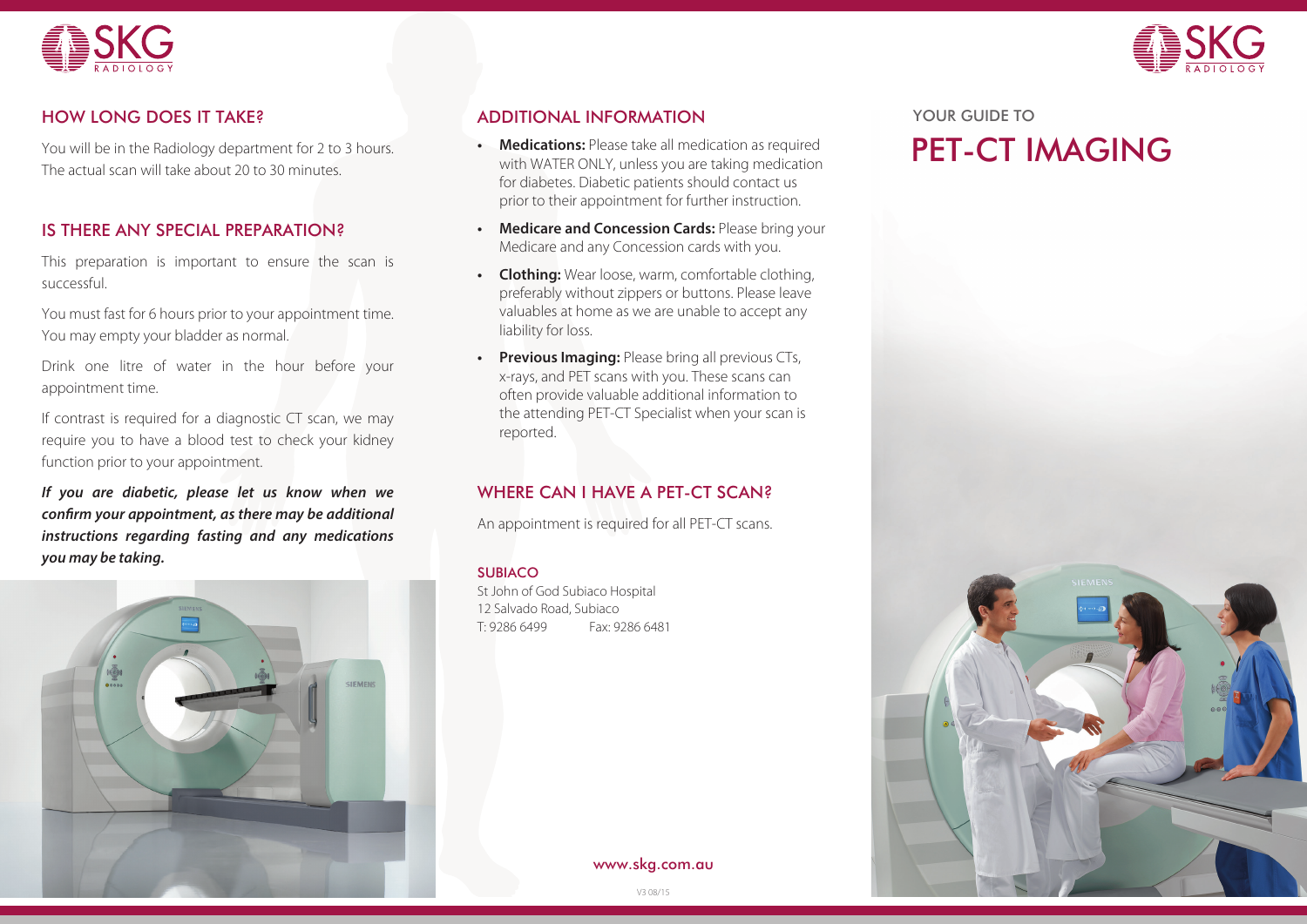# YOUR GUIDE TO PET-CT IMAGING

## HOW LONG DOES IT TAKE?

You will be in the Radiology department for 2 to 3 hours. The actual scan will take about 20 to 30 minutes.

## IS THERE ANY SPECIAL PREPARATION?

This preparation is important to ensure the scan is successful.

You must fast for 6 hours prior to your appointment time. You may empty your bladder as normal.

Drink one litre of water in the hour before your appointment time.

If contrast is required for a diagnostic CT scan, we may require you to have a blood test to check your kidney function prior to your appointment.

***If you are diabetic, please let us know when we confirm your appointment, as there may be additional instructions regarding fasting and any medications you may be taking.***

## ADDITIONAL INFORMATION

- **Medications:** Please take all medication as required with WATER ONLY, unless you are taking medication for diabetes. Diabetic patients should contact us prior to their appointment for further instruction.
- **Medicare and Concession Cards:** Please bring your Medicare and any Concession cards with you.
- **Clothing:** Wear loose, warm, comfortable clothing, preferably without zippers or buttons. Please leave valuables at home as we are unable to accept any liability for loss.
- **Previous Imaging:** Please bring all previous CTs, x-rays, and PET scans with you. These scans can often provide valuable additional information to the attending PET-CT Specialist when your scan is reported.

## WHERE CAN I HAVE A PET-CT SCAN?

An appointment is required for all PET-CT scans.

### SUBIACO

St John of God Subiaco Hospital
12 Salvado Road, Subiaco
T: 9286 6499 Fax: 9286 6481

www.skg.com.au

V3 08/15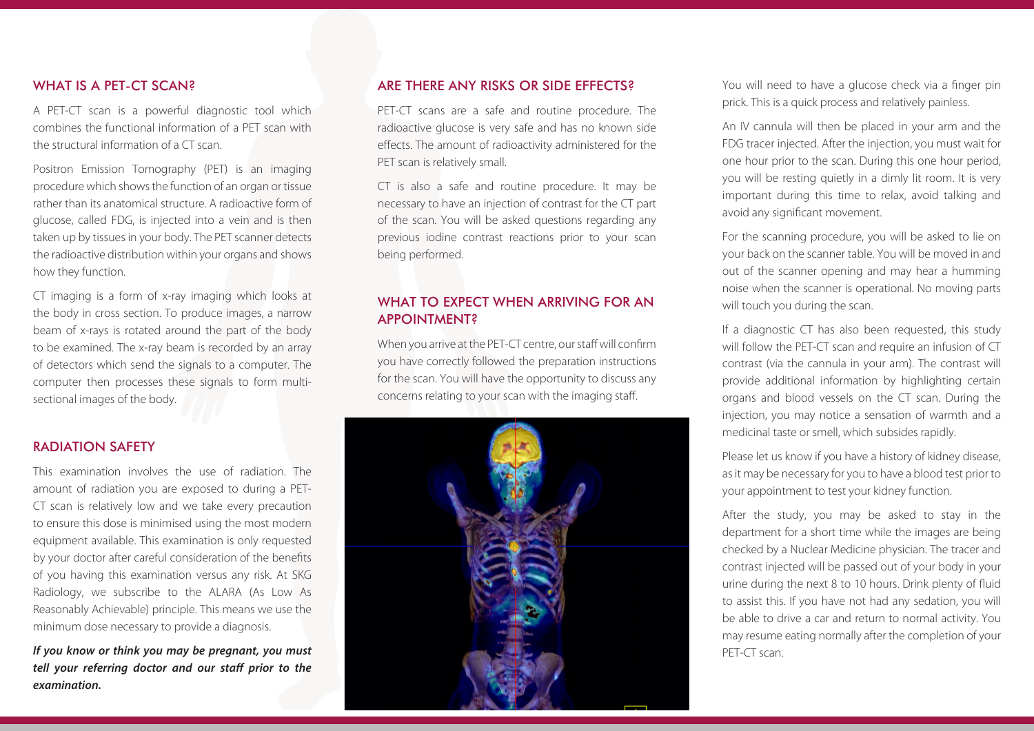## WHAT IS A PET-CT SCAN?

A PET-CT scan is a powerful diagnostic tool which combines the functional information of a PET scan with the structural information of a CT scan.

Positron Emission Tomography (PET) is an imaging procedure which shows the function of an organ or tissue rather than its anatomical structure. A radioactive form of glucose, called FDG, is injected into a vein and is then taken up by tissues in your body. The PET scanner detects the radioactive distribution within your organs and shows how they function.

CT imaging is a form of x-ray imaging which looks at the body in cross section. To produce images, a narrow beam of x-rays is rotated around the part of the body to be examined. The x-ray beam is recorded by an array of detectors which send the signals to a computer. The computer then processes these signals to form multi-sectional images of the body.

## RADIATION SAFETY

This examination involves the use of radiation. The amount of radiation you are exposed to during a PET-CT scan is relatively low and we take every precaution to ensure this dose is minimised using the most modern equipment available. This examination is only requested by your doctor after careful consideration of the benefits of you having this examination versus any risk. At SKG Radiology, we subscribe to the ALARA (As Low As Reasonably Achievable) principle. This means we use the minimum dose necessary to provide a diagnosis.

***If you know or think you may be pregnant, you must tell your referring doctor and our staff prior to the examination.***

## ARE THERE ANY RISKS OR SIDE EFFECTS?

PET-CT scans are a safe and routine procedure. The radioactive glucose is very safe and has no known side effects. The amount of radioactivity administered for the PET scan is relatively small.

CT is also a safe and routine procedure. It may be necessary to have an injection of contrast for the CT part of the scan. You will be asked questions regarding any previous iodine contrast reactions prior to your scan being performed.

## WHAT TO EXPECT WHEN ARRIVING FOR AN APPOINTMENT?

When you arrive at the PET-CT centre, our staff will confirm you have correctly followed the preparation instructions for the scan. You will have the opportunity to discuss any concerns relating to your scan with the imaging staff.

You will need to have a glucose check via a finger pin prick. This is a quick process and relatively painless.

An IV cannula will then be placed in your arm and the FDG tracer injected. After the injection, you must wait for one hour prior to the scan. During this one hour period, you will be resting quietly in a dimly lit room. It is very important during this time to relax, avoid talking and avoid any significant movement.

For the scanning procedure, you will be asked to lie on your back on the scanner table. You will be moved in and out of the scanner opening and may hear a humming noise when the scanner is operational. No moving parts will touch you during the scan.

If a diagnostic CT has also been requested, this study will follow the PET-CT scan and require an infusion of CT contrast (via the cannula in your arm). The contrast will provide additional information by highlighting certain organs and blood vessels on the CT scan. During the injection, you may notice a sensation of warmth and a medicinal taste or smell, which subsides rapidly.

Please let us know if you have a history of kidney disease, as it may be necessary for you to have a blood test prior to your appointment to test your kidney function.

After the study, you may be asked to stay in the department for a short time while the images are being checked by a Nuclear Medicine physician. The tracer and contrast injected will be passed out of your body in your urine during the next 8 to 10 hours. Drink plenty of fluid to assist this. If you have not had any sedation, you will be able to drive a car and return to normal activity. You may resume eating normally after the completion of your PET-CT scan.